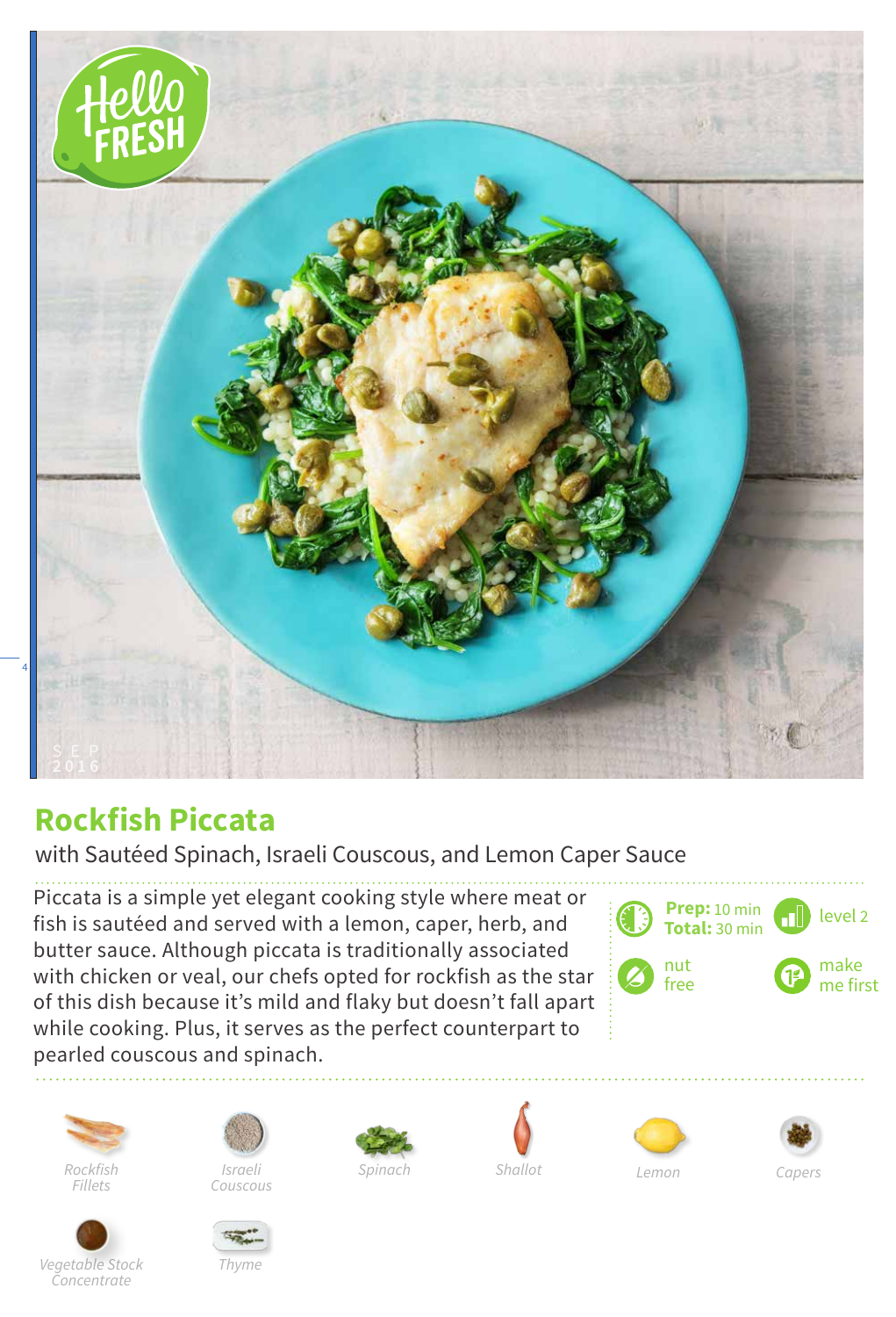# Rockfish Piccata

with Sautéed Spinach, Israeli Couscous, and Lemon Caper Sauce

Piccata is a simple yet elegant cooking style where meat or fish is sautéed and served with a lemon, caper, herb, and butter sauce. Although piccata is traditionally associated with chicken or veal, our chefs opted for rockfish as the star of this dish because it's mild and flaky but doesn't fall apart while cooking. Plus, it serves as the perfect counterpart to pearled couscous and spinach.

**Prep:** 10 min
**Total:** 30 min

level 2

nut free

make me first

Rockfish Fillets
Israeli Couscous
Spinach
Shallot
Lemon
Capers
Vegetable Stock Concentrate
Thyme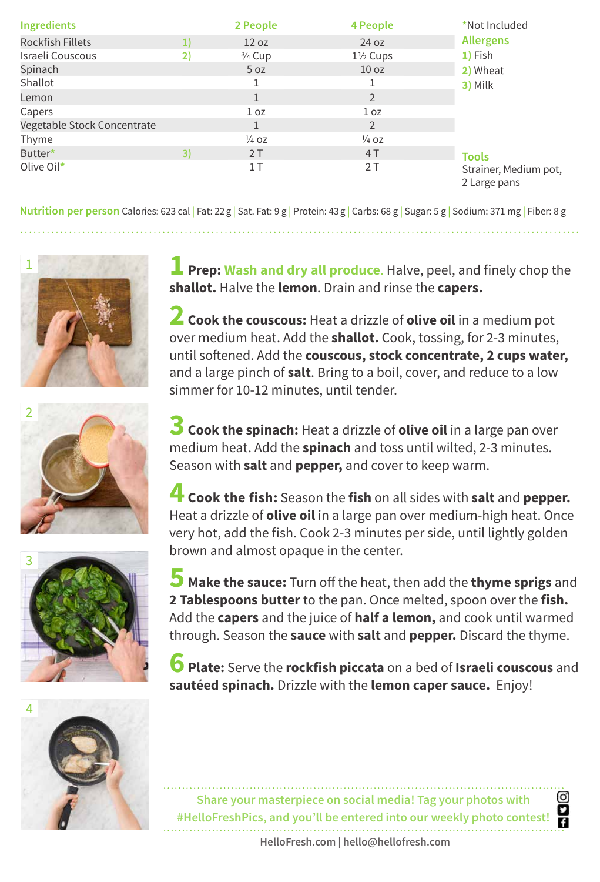| Ingredients | | 2 People | 4 People |
| --- | --- | --- | --- |
| Rockfish Fillets | 1) | 12 oz | 24 oz |
| Israeli Couscous | 2) | ¾ Cup | 1½ Cups |
| Spinach | | 5 oz | 10 oz |
| Shallot | | 1 | 1 |
| Lemon | | 1 | 2 |
| Capers | | 1 oz | 1 oz |
| Vegetable Stock Concentrate | | 1 | 2 |
| Thyme | | ¼ oz | ¼ oz |
| Butter* | 3) | 2 T | 4 T |
| Olive Oil* | | 1 T | 2 T |

*Not Included

**Allergens**
1) Fish
2) Wheat
3) Milk

**Tools**
Strainer, Medium pot, 2 Large pans

**Nutrition per person** Calories: 623 cal | Fat: 22 g | Sat. Fat: 9 g | Protein: 43 g | Carbs: 68 g | Sugar: 5 g | Sodium: 371 mg | Fiber: 8 g

1

2

3

4

**1 Prep: Wash and dry all produce.** Halve, peel, and finely chop the **shallot.** Halve the **lemon**. Drain and rinse the **capers.**

**2 Cook the couscous:** Heat a drizzle of **olive oil** in a medium pot over medium heat. Add the **shallot.** Cook, tossing, for 2-3 minutes, until softened. Add the **couscous, stock concentrate, 2 cups water,** and a large pinch of **salt**. Bring to a boil, cover, and reduce to a low simmer for 10-12 minutes, until tender.

**3 Cook the spinach:** Heat a drizzle of **olive oil** in a large pan over medium heat. Add the **spinach** and toss until wilted, 2-3 minutes. Season with **salt** and **pepper,** and cover to keep warm.

**4 Cook the fish:** Season the **fish** on all sides with **salt** and **pepper.** Heat a drizzle of **olive oil** in a large pan over medium-high heat. Once very hot, add the fish. Cook 2-3 minutes per side, until lightly golden brown and almost opaque in the center.

**5 Make the sauce:** Turn off the heat, then add the **thyme sprigs** and **2 Tablespoons butter** to the pan. Once melted, spoon over the **fish.** Add the **capers** and the juice of **half a lemon,** and cook until warmed through. Season the **sauce** with **salt** and **pepper.** Discard the thyme.

**6 Plate:** Serve the **rockfish piccata** on a bed of **Israeli couscous** and **sautéed spinach.** Drizzle with the **lemon caper sauce.** Enjoy!

Share your masterpiece on social media! Tag your photos with #HelloFreshPics, and you'll be entered into our weekly photo contest!

HelloFresh.com | hello@hellofresh.com